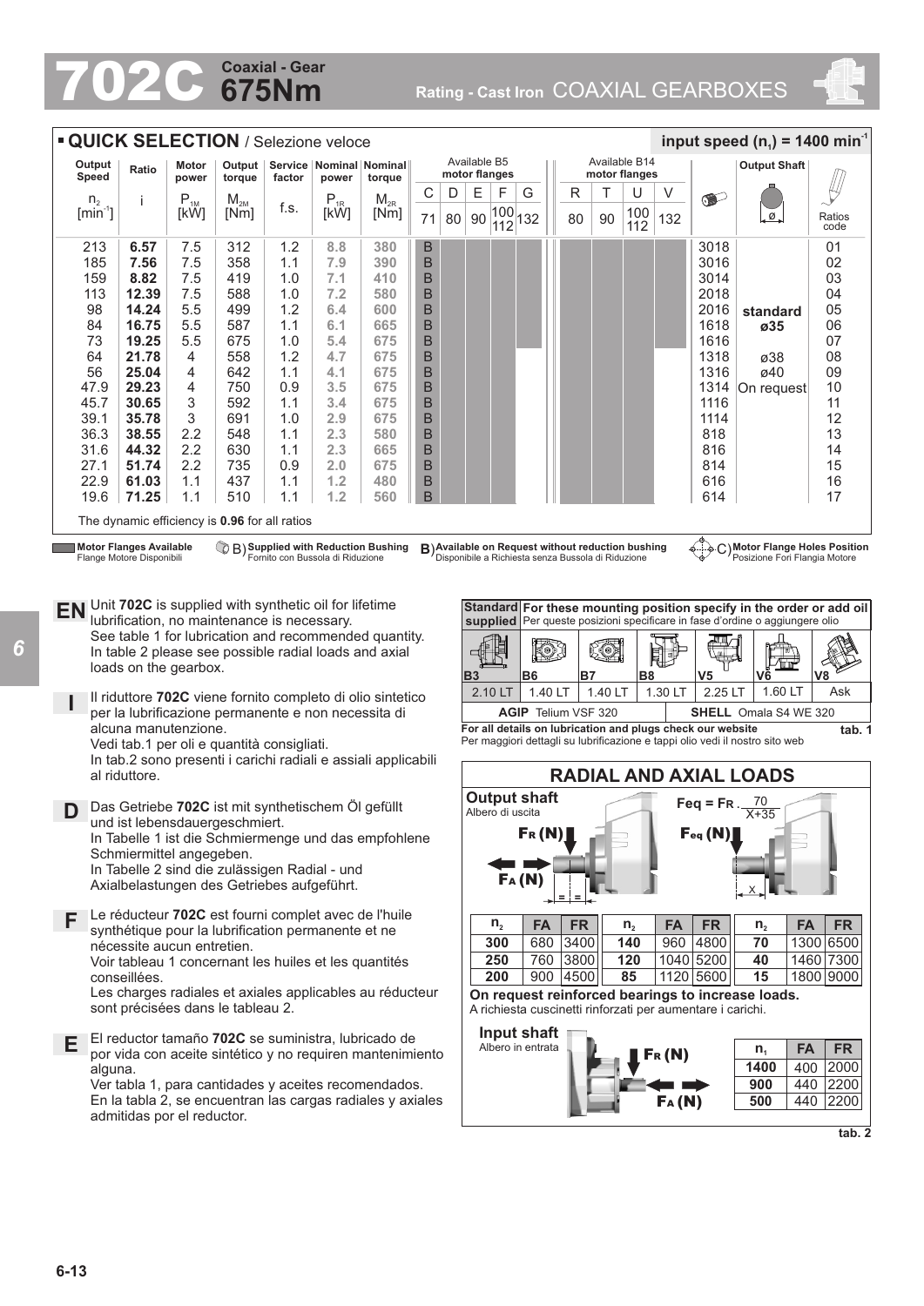# 702C Coaxial - Gear 675Nm

Rating - Cast Iron COAXIAL GEARBOXES

## QUICK SELECTION / Selezione veloce

input speed ($n_1$) = 1400 min$^{-1}$

| Output Speed $n_2$ [min$^{-1}$] | Ratio i | Motor power $P_{1M}$ [kW] | Output torque $M_{2M}$ [Nm] | Service factor f.s. | Nominal power $P_{1R}$ [kW] | Nominal torque $M_{2R}$ [Nm] | Available B5 motor flanges C 71 | D 80 | E 90 | F 100 112 | G 132 | Available B14 motor flanges R 80 | T 90 | U 100 112 | V 132 | | Output Shaft | Ratios code |
|---|---|---|---|---|---|---|---|---|---|---|---|---|---|---|---|---|---|---|
| 213 | **6.57** | 7.5 | 312 | 1.2 | **8.8** | **380** | B | | | | | | | | | 3018 | | 01 |
| 185 | **7.56** | 7.5 | 358 | 1.1 | **7.9** | **390** | B | | | | | | | | | 3016 | | 02 |
| 159 | **8.82** | 7.5 | 419 | 1.0 | **7.1** | **410** | B | | | | | | | | | 3014 | | 03 |
| 113 | **12.39** | 7.5 | 588 | 1.0 | **7.2** | **580** | B | | | | | | | | | 2018 | | 04 |
| 98 | **14.24** | 5.5 | 499 | 1.2 | **6.4** | **600** | B | | | | | | | | | 2016 | **standard** | 05 |
| 84 | **16.75** | 5.5 | 587 | 1.1 | **6.1** | **665** | B | | | | | | | | | 1618 | **ø35** | 06 |
| 73 | **19.25** | 5.5 | 675 | 1.0 | **5.4** | **675** | B | | | | | | | | | 1616 | | 07 |
| 64 | **21.78** | 4 | 558 | 1.2 | **4.7** | **675** | B | | | | | | | | | 1318 | ø38 | 08 |
| 56 | **25.04** | 4 | 642 | 1.1 | **4.1** | **675** | B | | | | | | | | | 1316 | ø40 | 09 |
| 47.9 | **29.23** | 4 | 750 | 0.9 | **3.5** | **675** | B | | | | | | | | | 1314 | On request | 10 |
| 45.7 | **30.65** | 3 | 592 | 1.1 | **3.4** | **675** | B | | | | | | | | | 1116 | | 11 |
| 39.1 | **35.78** | 3 | 691 | 1.0 | **2.9** | **675** | B | | | | | | | | | 1114 | | 12 |
| 36.3 | **38.55** | 2.2 | 548 | 1.1 | **2.3** | **580** | B | | | | | | | | | 818 | | 13 |
| 31.6 | **44.32** | 2.2 | 630 | 1.1 | **2.3** | **665** | B | | | | | | | | | 816 | | 14 |
| 27.1 | **51.74** | 2.2 | 735 | 0.9 | **2.0** | **675** | B | | | | | | | | | 814 | | 15 |
| 22.9 | **61.03** | 1.1 | 437 | 1.1 | **1.2** | **480** | B | | | | | | | | | 616 | | 16 |
| 19.6 | **71.25** | 1.1 | 510 | 1.1 | **1.2** | **560** | B | | | | | | | | | 614 | | 17 |

The dynamic efficiency is **0.96** for all ratios

**Motor Flanges Available** Flange Motore Disponibili — B) **Supplied with Reduction Bushing** Fornito con Bussola di Riduzione — B) **Available on Request without reduction bushing** Disponibile a Richiesta senza Bussola di Riduzione — C) **Motor Flange Holes Position** Posizione Fori Flangia Motore

**EN** Unit **702C** is supplied with synthetic oil for lifetime lubrification, no maintenance is necessary.
See table 1 for lubrication and recommended quantity.
In table 2 please see possible radial loads and axial loads on the gearbox.

**I** Il riduttore **702C** viene fornito completo di olio sintetico per la lubrificazione permanente e non necessita di alcuna manutenzione.
Vedi tab.1 per oli e quantità consigliati.
In tab.2 sono presenti i carichi radiali e assiali applicabili al riduttore.

**D** Das Getriebe **702C** ist mit synthetischem Öl gefüllt und ist lebensdauergeschmiert.
In Tabelle 1 ist die Schmiermenge und das empfohlene Schmiermittel angegeben.
In Tabelle 2 sind die zulässigen Radial - und Axialbelastungen des Getriebes aufgeführt.

**F** Le réducteur **702C** est fourni complet avec de l'huile synthétique pour la lubrification permanente et ne nécessite aucun entretien.
Voir tableau 1 concernant les huiles et les quantités conseillées.
Les charges radiales et axiales applicables au réducteur sont précisées dans le tableau 2.

**E** El reductor tamaño **702C** se suministra, lubricado de por vida con aceite sintético y no requiren mantenimiento alguna.
Ver tabla 1, para cantidades y aceites recomendados.
En la tabla 2, se encuentran las cargas radiales y axiales admitidas por el reductor.

| **Standard supplied** | **For these mounting position specify in the order or add oil** Per queste posizioni specificare in fase d'ordine o aggiungere olio | | | | | |
|---|---|---|---|---|---|---|
| B3 | B6 | B7 | B8 | V5 | V6 | V8 |
| 2.10 LT | 1.40 LT | 1.40 LT | 1.30 LT | 2.25 LT | 1.60 LT | Ask |
| **AGIP** Telium VSF 320 | | | | **SHELL** Omala S4 WE 320 | | |

**For all details on lubrication and plugs check our website**
Per maggiori dettagli su lubrificazione e tappi olio vedi il nostro sito web

**tab. 1**

## RADIAL AND AXIAL LOADS

**Output shaft**
Albero di uscita

$$F_{eq} = F_R \cdot \frac{70}{X+35}$$

| $n_2$ | FA | FR | $n_2$ | FA | FR | $n_2$ | FA | FR |
|---|---|---|---|---|---|---|---|---|
| **300** | 680 | 3400 | **140** | 960 | 4800 | **70** | 1300 | 6500 |
| **250** | 760 | 3800 | **120** | 1040 | 5200 | **40** | 1460 | 7300 |
| **200** | 900 | 4500 | **85** | 1120 | 5600 | **15** | 1800 | 9000 |

**On request reinforced bearings to increase loads.**
A richiesta cuscinetti rinforzati per aumentare i carichi.

**Input shaft**
Albero in entrata

| $n_1$ | FA | FR |
|---|---|---|
| **1400** | 400 | 2000 |
| **900** | 440 | 2200 |
| **500** | 440 | 2200 |

**tab. 2**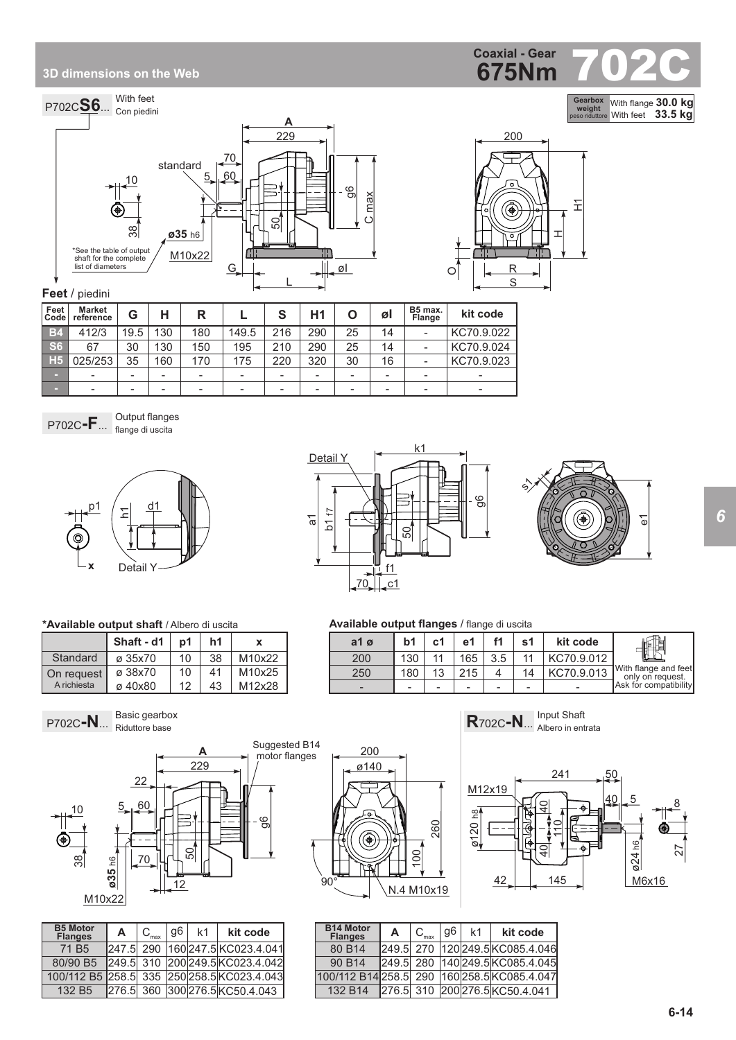3D dimensions on the Web

# Coaxial - Gear 675Nm 702C

Gearbox weight / peso riduttore: With flange **30.0 kg**, With feet **33.5 kg**

## P702C**S6**... With feet / Con piedini

A 229, standard, 70, 5, 60, 10, 38, ø35 h6, M10x22, 50, g6, C max, G, L, øl, 200, H1, H, O, R, S

*See the table of output shaft for the complete list of diameters

**Feet** / piedini

| Feet Code | Market reference | G | H | R | L | S | H1 | O | øl | B5 max. Flange | kit code |
|---|---|---|---|---|---|---|---|---|---|---|---|
| B4 | 412/3 | 19.5 | 130 | 180 | 149.5 | 216 | 290 | 25 | 14 | - | KC70.9.022 |
| S6 | 67 | 30 | 130 | 150 | 195 | 210 | 290 | 25 | 14 | - | KC70.9.024 |
| H5 | 025/253 | 35 | 160 | 170 | 175 | 220 | 320 | 30 | 16 | - | KC70.9.023 |
| - | - | - | - | - | - | - | - | - | - | - | - |
| - | - | - | - | - | - | - | - | - | - | - | - |

## P702C**-F**... Output flanges / flange di uscita

p1, x, h1, d1, Detail Y, k1, a1, b1 f7, 50, g6, 70, f1, c1, s1, e1

**\*Available output shaft** / Albero di uscita

| | Shaft - d1 | p1 | h1 | x |
|---|---|---|---|---|
| Standard | ø 35x70 | 10 | 38 | M10x22 |
| On request / A richiesta | ø 38x70 | 10 | 41 | M10x25 |
| | ø 40x80 | 12 | 43 | M12x28 |

**Available output flanges** / flange di uscita

| a1 ø | b1 | c1 | e1 | f1 | s1 | kit code |
|---|---|---|---|---|---|---|
| 200 | 130 | 11 | 165 | 3.5 | 11 | KC70.9.012 |
| 250 | 180 | 13 | 215 | 4 | 14 | KC70.9.013 |
| - | - | - | - | - | - | - |

With flange and feet only on request. Ask for compatibility

## P702C**-N**... Basic gearbox / Riduttore base

A 229, 22, 5, 60, 10, 38, ø35 h6, M10x22, 70, 50, 12, g6, Suggested B14 motor flanges, 200, ø140, 260, 100, 90°, N.4 M10x19

## **R**702C**-N**... Input Shaft / Albero in entrata

241, 50, M12x19, 40, 5, 8, ø120 h8, 40, 110, 40, ø24 h6, 27, 42, 145, M6x16

| B5 Motor Flanges | A | $C_{max}$ | g6 | k1 | kit code |
|---|---|---|---|---|---|
| 71 B5 | 247.5 | 290 | 160 | 247.5 | KC023.4.041 |
| 80/90 B5 | 249.5 | 310 | 200 | 249.5 | KC023.4.042 |
| 100/112 B5 | 258.5 | 335 | 250 | 258.5 | KC023.4.043 |
| 132 B5 | 276.5 | 360 | 300 | 276.5 | KC50.4.043 |

| B14 Motor Flanges | A | $C_{max}$ | g6 | k1 | kit code |
|---|---|---|---|---|---|
| 80 B14 | 249.5 | 270 | 120 | 249.5 | KC085.4.046 |
| 90 B14 | 249.5 | 280 | 140 | 249.5 | KC085.4.045 |
| 100/112 B14 | 258.5 | 290 | 160 | 258.5 | KC085.4.047 |
| 132 B14 | 276.5 | 310 | 200 | 276.5 | KC50.4.041 |